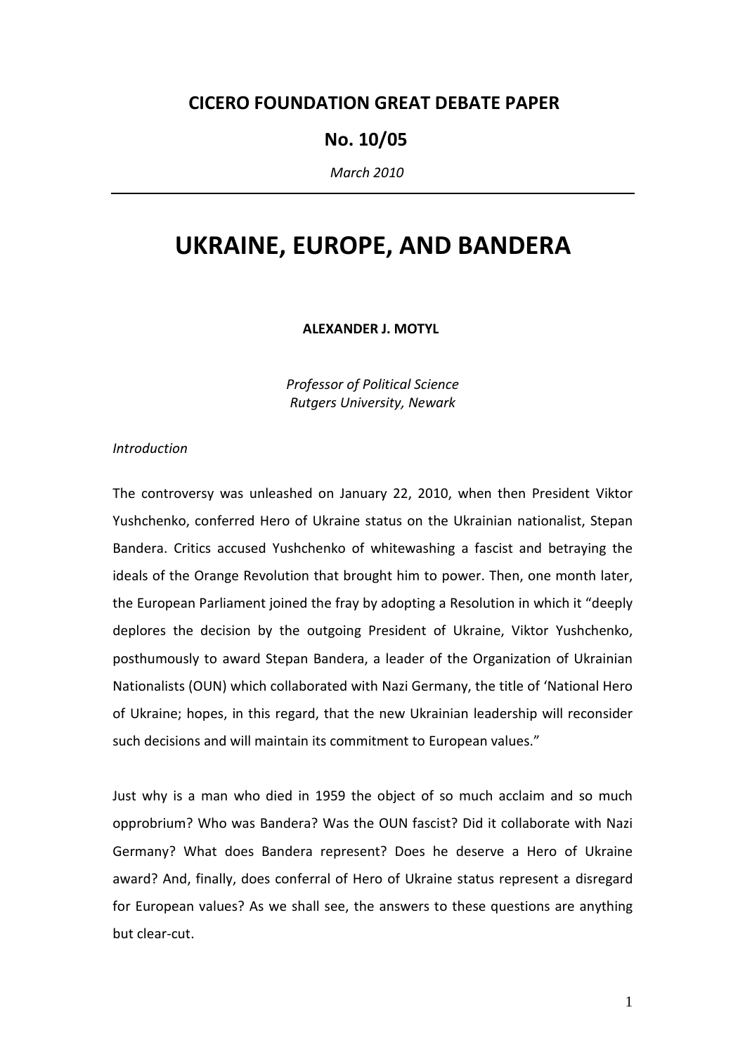**CICERO FOUNDATION GREAT DEBATE PAPER**

**No. 10/05**

*March 2010*

---

# UKRAINE, EUROPE, AND BANDERA

**ALEXANDER J. MOTYL**

*Professor of Political Science*
*Rutgers University, Newark*

*Introduction*

The controversy was unleashed on January 22, 2010, when then President Viktor Yushchenko, conferred Hero of Ukraine status on the Ukrainian nationalist, Stepan Bandera. Critics accused Yushchenko of whitewashing a fascist and betraying the ideals of the Orange Revolution that brought him to power. Then, one month later, the European Parliament joined the fray by adopting a Resolution in which it "deeply deplores the decision by the outgoing President of Ukraine, Viktor Yushchenko, posthumously to award Stepan Bandera, a leader of the Organization of Ukrainian Nationalists (OUN) which collaborated with Nazi Germany, the title of 'National Hero of Ukraine; hopes, in this regard, that the new Ukrainian leadership will reconsider such decisions and will maintain its commitment to European values."

Just why is a man who died in 1959 the object of so much acclaim and so much opprobrium? Who was Bandera? Was the OUN fascist? Did it collaborate with Nazi Germany? What does Bandera represent? Does he deserve a Hero of Ukraine award? And, finally, does conferral of Hero of Ukraine status represent a disregard for European values? As we shall see, the answers to these questions are anything but clear-cut.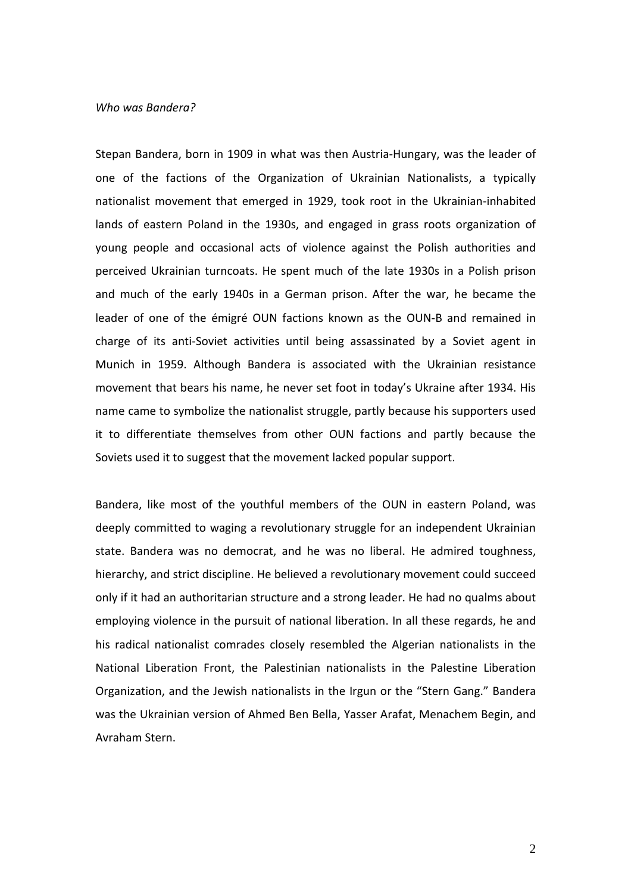*Who was Bandera?*

Stepan Bandera, born in 1909 in what was then Austria-Hungary, was the leader of one of the factions of the Organization of Ukrainian Nationalists, a typically nationalist movement that emerged in 1929, took root in the Ukrainian-inhabited lands of eastern Poland in the 1930s, and engaged in grass roots organization of young people and occasional acts of violence against the Polish authorities and perceived Ukrainian turncoats. He spent much of the late 1930s in a Polish prison and much of the early 1940s in a German prison. After the war, he became the leader of one of the émigré OUN factions known as the OUN-B and remained in charge of its anti-Soviet activities until being assassinated by a Soviet agent in Munich in 1959. Although Bandera is associated with the Ukrainian resistance movement that bears his name, he never set foot in today's Ukraine after 1934. His name came to symbolize the nationalist struggle, partly because his supporters used it to differentiate themselves from other OUN factions and partly because the Soviets used it to suggest that the movement lacked popular support.

Bandera, like most of the youthful members of the OUN in eastern Poland, was deeply committed to waging a revolutionary struggle for an independent Ukrainian state. Bandera was no democrat, and he was no liberal. He admired toughness, hierarchy, and strict discipline. He believed a revolutionary movement could succeed only if it had an authoritarian structure and a strong leader. He had no qualms about employing violence in the pursuit of national liberation. In all these regards, he and his radical nationalist comrades closely resembled the Algerian nationalists in the National Liberation Front, the Palestinian nationalists in the Palestine Liberation Organization, and the Jewish nationalists in the Irgun or the "Stern Gang." Bandera was the Ukrainian version of Ahmed Ben Bella, Yasser Arafat, Menachem Begin, and Avraham Stern.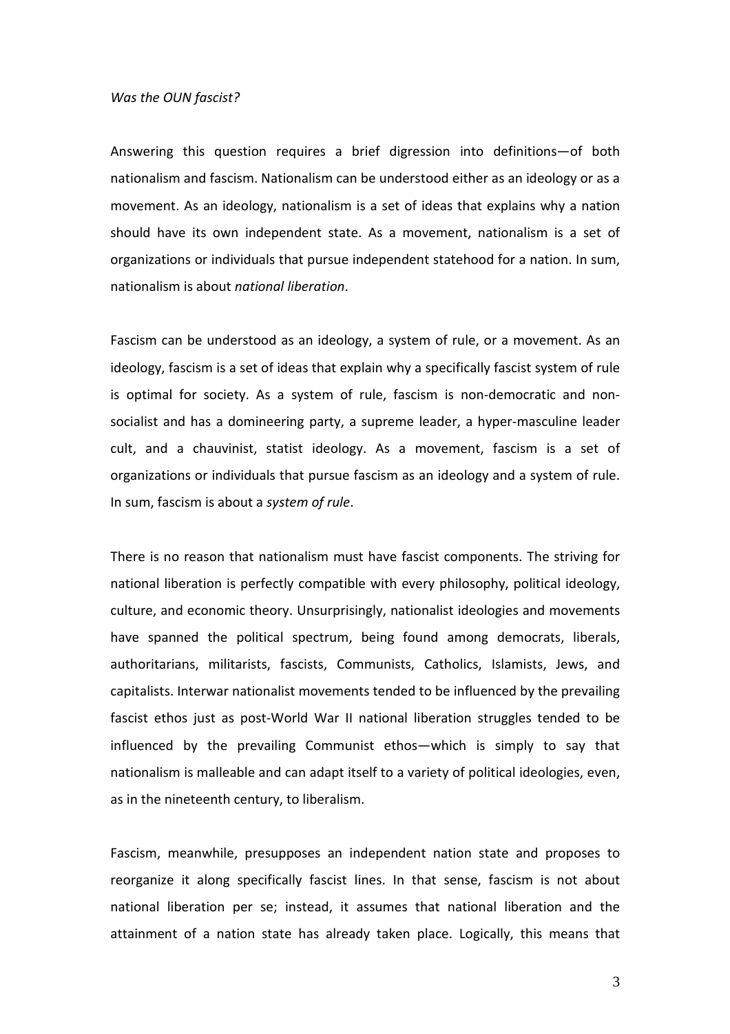*Was the OUN fascist?*

Answering this question requires a brief digression into definitions—of both nationalism and fascism. Nationalism can be understood either as an ideology or as a movement. As an ideology, nationalism is a set of ideas that explains why a nation should have its own independent state. As a movement, nationalism is a set of organizations or individuals that pursue independent statehood for a nation. In sum, nationalism is about *national liberation*.

Fascism can be understood as an ideology, a system of rule, or a movement. As an ideology, fascism is a set of ideas that explain why a specifically fascist system of rule is optimal for society. As a system of rule, fascism is non-democratic and non-socialist and has a domineering party, a supreme leader, a hyper-masculine leader cult, and a chauvinist, statist ideology. As a movement, fascism is a set of organizations or individuals that pursue fascism as an ideology and a system of rule. In sum, fascism is about a *system of rule*.

There is no reason that nationalism must have fascist components. The striving for national liberation is perfectly compatible with every philosophy, political ideology, culture, and economic theory. Unsurprisingly, nationalist ideologies and movements have spanned the political spectrum, being found among democrats, liberals, authoritarians, militarists, fascists, Communists, Catholics, Islamists, Jews, and capitalists. Interwar nationalist movements tended to be influenced by the prevailing fascist ethos just as post-World War II national liberation struggles tended to be influenced by the prevailing Communist ethos—which is simply to say that nationalism is malleable and can adapt itself to a variety of political ideologies, even, as in the nineteenth century, to liberalism.

Fascism, meanwhile, presupposes an independent nation state and proposes to reorganize it along specifically fascist lines. In that sense, fascism is not about national liberation per se; instead, it assumes that national liberation and the attainment of a nation state has already taken place. Logically, this means that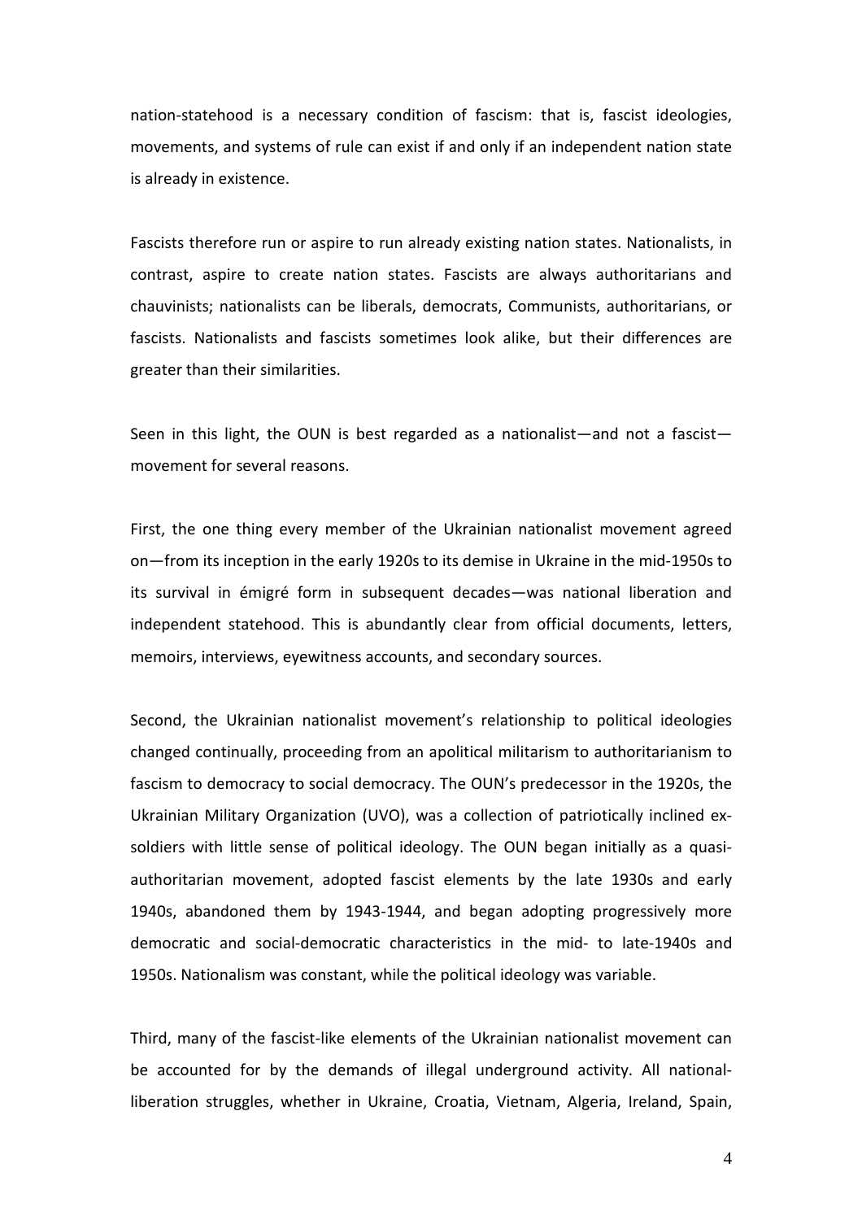nation-statehood is a necessary condition of fascism: that is, fascist ideologies, movements, and systems of rule can exist if and only if an independent nation state is already in existence.

Fascists therefore run or aspire to run already existing nation states. Nationalists, in contrast, aspire to create nation states. Fascists are always authoritarians and chauvinists; nationalists can be liberals, democrats, Communists, authoritarians, or fascists. Nationalists and fascists sometimes look alike, but their differences are greater than their similarities.

Seen in this light, the OUN is best regarded as a nationalist—and not a fascist—movement for several reasons.

First, the one thing every member of the Ukrainian nationalist movement agreed on—from its inception in the early 1920s to its demise in Ukraine in the mid-1950s to its survival in émigré form in subsequent decades—was national liberation and independent statehood. This is abundantly clear from official documents, letters, memoirs, interviews, eyewitness accounts, and secondary sources.

Second, the Ukrainian nationalist movement's relationship to political ideologies changed continually, proceeding from an apolitical militarism to authoritarianism to fascism to democracy to social democracy. The OUN's predecessor in the 1920s, the Ukrainian Military Organization (UVO), was a collection of patriotically inclined ex-soldiers with little sense of political ideology. The OUN began initially as a quasi-authoritarian movement, adopted fascist elements by the late 1930s and early 1940s, abandoned them by 1943-1944, and began adopting progressively more democratic and social-democratic characteristics in the mid- to late-1940s and 1950s. Nationalism was constant, while the political ideology was variable.

Third, many of the fascist-like elements of the Ukrainian nationalist movement can be accounted for by the demands of illegal underground activity. All national-liberation struggles, whether in Ukraine, Croatia, Vietnam, Algeria, Ireland, Spain,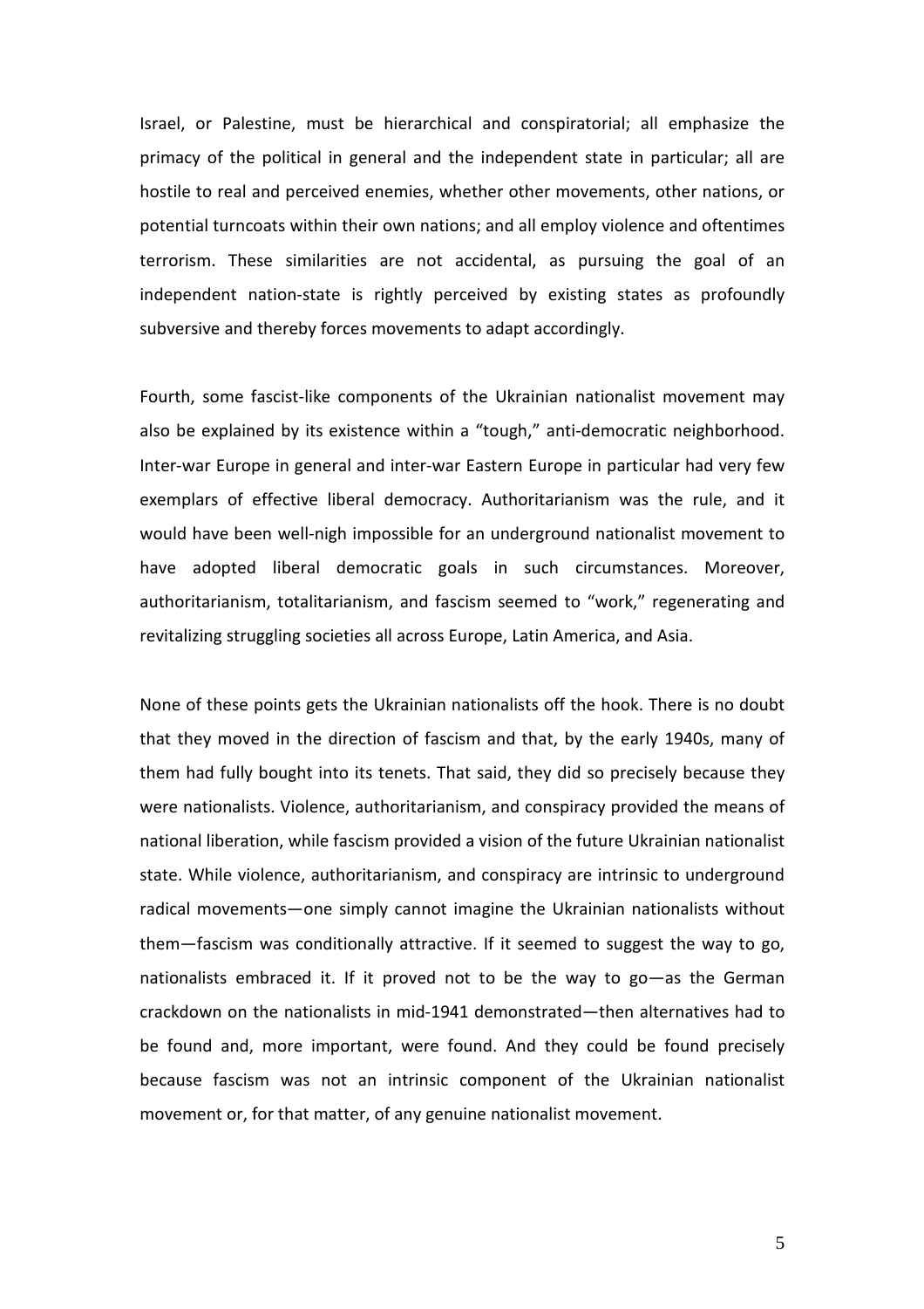Israel, or Palestine, must be hierarchical and conspiratorial; all emphasize the primacy of the political in general and the independent state in particular; all are hostile to real and perceived enemies, whether other movements, other nations, or potential turncoats within their own nations; and all employ violence and oftentimes terrorism. These similarities are not accidental, as pursuing the goal of an independent nation-state is rightly perceived by existing states as profoundly subversive and thereby forces movements to adapt accordingly.

Fourth, some fascist-like components of the Ukrainian nationalist movement may also be explained by its existence within a "tough," anti-democratic neighborhood. Inter-war Europe in general and inter-war Eastern Europe in particular had very few exemplars of effective liberal democracy. Authoritarianism was the rule, and it would have been well-nigh impossible for an underground nationalist movement to have adopted liberal democratic goals in such circumstances. Moreover, authoritarianism, totalitarianism, and fascism seemed to "work," regenerating and revitalizing struggling societies all across Europe, Latin America, and Asia.

None of these points gets the Ukrainian nationalists off the hook. There is no doubt that they moved in the direction of fascism and that, by the early 1940s, many of them had fully bought into its tenets. That said, they did so precisely because they were nationalists. Violence, authoritarianism, and conspiracy provided the means of national liberation, while fascism provided a vision of the future Ukrainian nationalist state. While violence, authoritarianism, and conspiracy are intrinsic to underground radical movements—one simply cannot imagine the Ukrainian nationalists without them—fascism was conditionally attractive. If it seemed to suggest the way to go, nationalists embraced it. If it proved not to be the way to go—as the German crackdown on the nationalists in mid-1941 demonstrated—then alternatives had to be found and, more important, were found. And they could be found precisely because fascism was not an intrinsic component of the Ukrainian nationalist movement or, for that matter, of any genuine nationalist movement.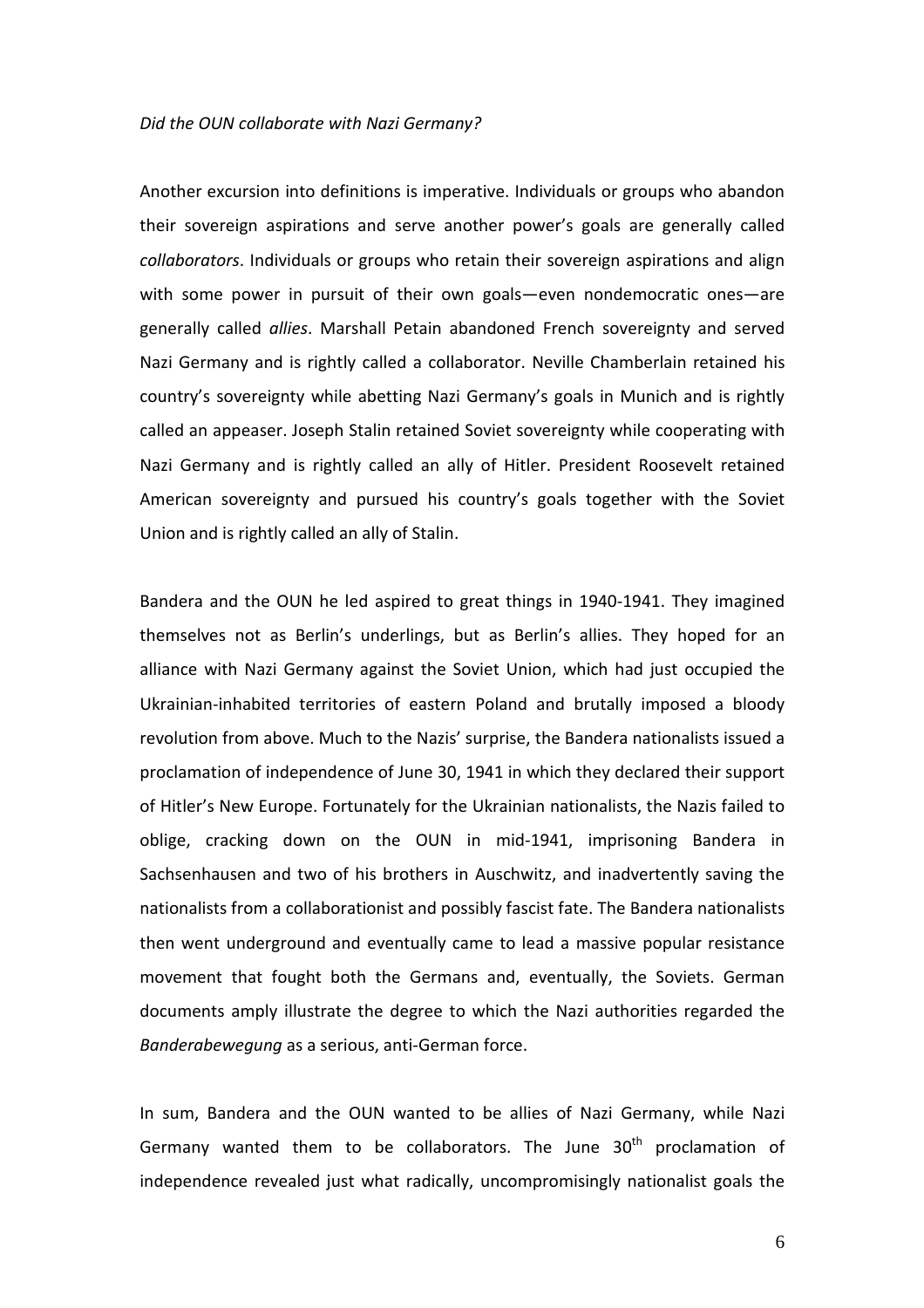*Did the OUN collaborate with Nazi Germany?*

Another excursion into definitions is imperative. Individuals or groups who abandon their sovereign aspirations and serve another power's goals are generally called *collaborators*. Individuals or groups who retain their sovereign aspirations and align with some power in pursuit of their own goals—even nondemocratic ones—are generally called *allies*. Marshall Petain abandoned French sovereignty and served Nazi Germany and is rightly called a collaborator. Neville Chamberlain retained his country's sovereignty while abetting Nazi Germany's goals in Munich and is rightly called an appeaser. Joseph Stalin retained Soviet sovereignty while cooperating with Nazi Germany and is rightly called an ally of Hitler. President Roosevelt retained American sovereignty and pursued his country's goals together with the Soviet Union and is rightly called an ally of Stalin.

Bandera and the OUN he led aspired to great things in 1940-1941. They imagined themselves not as Berlin's underlings, but as Berlin's allies. They hoped for an alliance with Nazi Germany against the Soviet Union, which had just occupied the Ukrainian-inhabited territories of eastern Poland and brutally imposed a bloody revolution from above. Much to the Nazis' surprise, the Bandera nationalists issued a proclamation of independence of June 30, 1941 in which they declared their support of Hitler's New Europe. Fortunately for the Ukrainian nationalists, the Nazis failed to oblige, cracking down on the OUN in mid-1941, imprisoning Bandera in Sachsenhausen and two of his brothers in Auschwitz, and inadvertently saving the nationalists from a collaborationist and possibly fascist fate. The Bandera nationalists then went underground and eventually came to lead a massive popular resistance movement that fought both the Germans and, eventually, the Soviets. German documents amply illustrate the degree to which the Nazi authorities regarded the *Banderabewegung* as a serious, anti-German force.

In sum, Bandera and the OUN wanted to be allies of Nazi Germany, while Nazi Germany wanted them to be collaborators. The June 30th proclamation of independence revealed just what radically, uncompromisingly nationalist goals the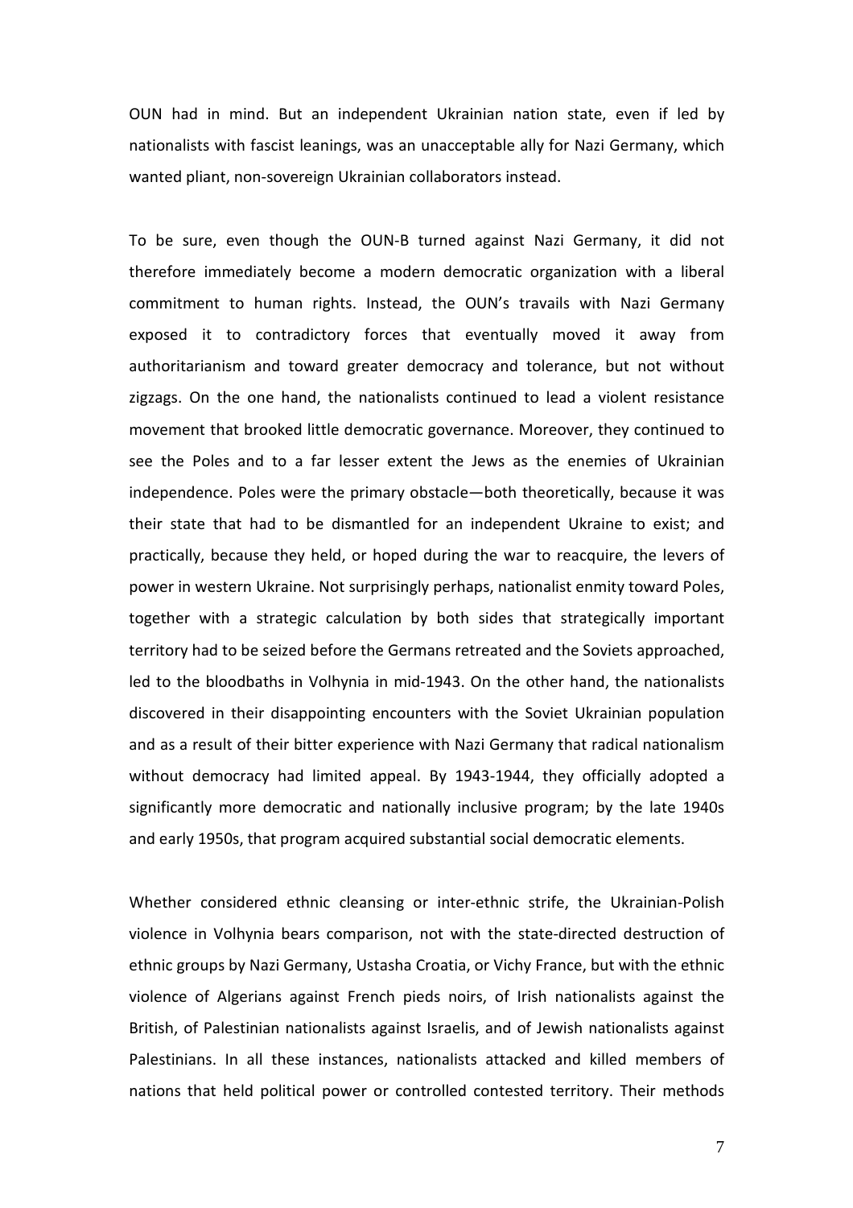OUN had in mind. But an independent Ukrainian nation state, even if led by nationalists with fascist leanings, was an unacceptable ally for Nazi Germany, which wanted pliant, non-sovereign Ukrainian collaborators instead.

To be sure, even though the OUN-B turned against Nazi Germany, it did not therefore immediately become a modern democratic organization with a liberal commitment to human rights. Instead, the OUN's travails with Nazi Germany exposed it to contradictory forces that eventually moved it away from authoritarianism and toward greater democracy and tolerance, but not without zigzags. On the one hand, the nationalists continued to lead a violent resistance movement that brooked little democratic governance. Moreover, they continued to see the Poles and to a far lesser extent the Jews as the enemies of Ukrainian independence. Poles were the primary obstacle—both theoretically, because it was their state that had to be dismantled for an independent Ukraine to exist; and practically, because they held, or hoped during the war to reacquire, the levers of power in western Ukraine. Not surprisingly perhaps, nationalist enmity toward Poles, together with a strategic calculation by both sides that strategically important territory had to be seized before the Germans retreated and the Soviets approached, led to the bloodbaths in Volhynia in mid-1943. On the other hand, the nationalists discovered in their disappointing encounters with the Soviet Ukrainian population and as a result of their bitter experience with Nazi Germany that radical nationalism without democracy had limited appeal. By 1943-1944, they officially adopted a significantly more democratic and nationally inclusive program; by the late 1940s and early 1950s, that program acquired substantial social democratic elements.

Whether considered ethnic cleansing or inter-ethnic strife, the Ukrainian-Polish violence in Volhynia bears comparison, not with the state-directed destruction of ethnic groups by Nazi Germany, Ustasha Croatia, or Vichy France, but with the ethnic violence of Algerians against French pieds noirs, of Irish nationalists against the British, of Palestinian nationalists against Israelis, and of Jewish nationalists against Palestinians. In all these instances, nationalists attacked and killed members of nations that held political power or controlled contested territory. Their methods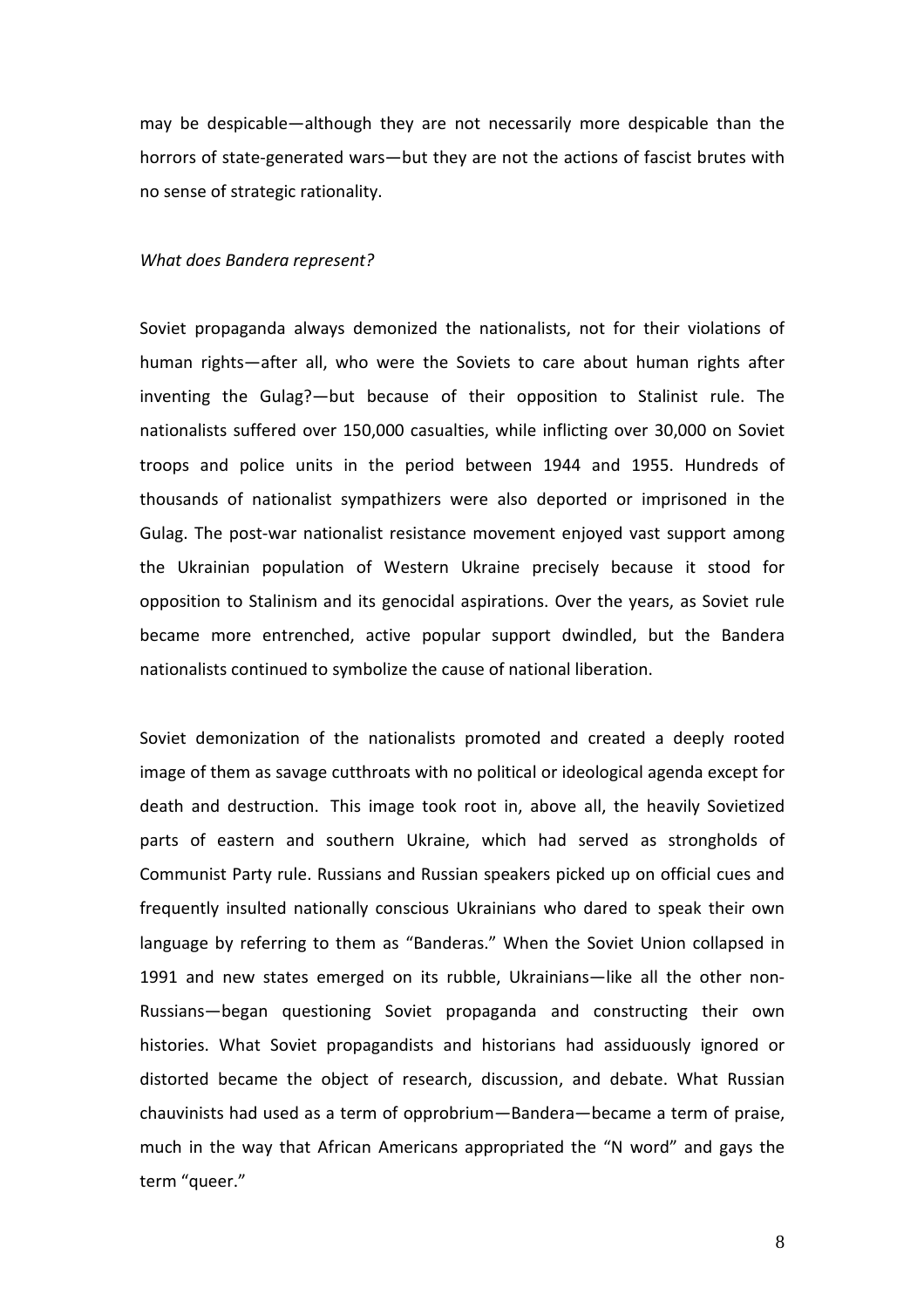may be despicable—although they are not necessarily more despicable than the horrors of state-generated wars—but they are not the actions of fascist brutes with no sense of strategic rationality.

*What does Bandera represent?*

Soviet propaganda always demonized the nationalists, not for their violations of human rights—after all, who were the Soviets to care about human rights after inventing the Gulag?—but because of their opposition to Stalinist rule. The nationalists suffered over 150,000 casualties, while inflicting over 30,000 on Soviet troops and police units in the period between 1944 and 1955. Hundreds of thousands of nationalist sympathizers were also deported or imprisoned in the Gulag. The post-war nationalist resistance movement enjoyed vast support among the Ukrainian population of Western Ukraine precisely because it stood for opposition to Stalinism and its genocidal aspirations. Over the years, as Soviet rule became more entrenched, active popular support dwindled, but the Bandera nationalists continued to symbolize the cause of national liberation.

Soviet demonization of the nationalists promoted and created a deeply rooted image of them as savage cutthroats with no political or ideological agenda except for death and destruction. This image took root in, above all, the heavily Sovietized parts of eastern and southern Ukraine, which had served as strongholds of Communist Party rule. Russians and Russian speakers picked up on official cues and frequently insulted nationally conscious Ukrainians who dared to speak their own language by referring to them as "Banderas." When the Soviet Union collapsed in 1991 and new states emerged on its rubble, Ukrainians—like all the other non-Russians—began questioning Soviet propaganda and constructing their own histories. What Soviet propagandists and historians had assiduously ignored or distorted became the object of research, discussion, and debate. What Russian chauvinists had used as a term of opprobrium—Bandera—became a term of praise, much in the way that African Americans appropriated the "N word" and gays the term "queer."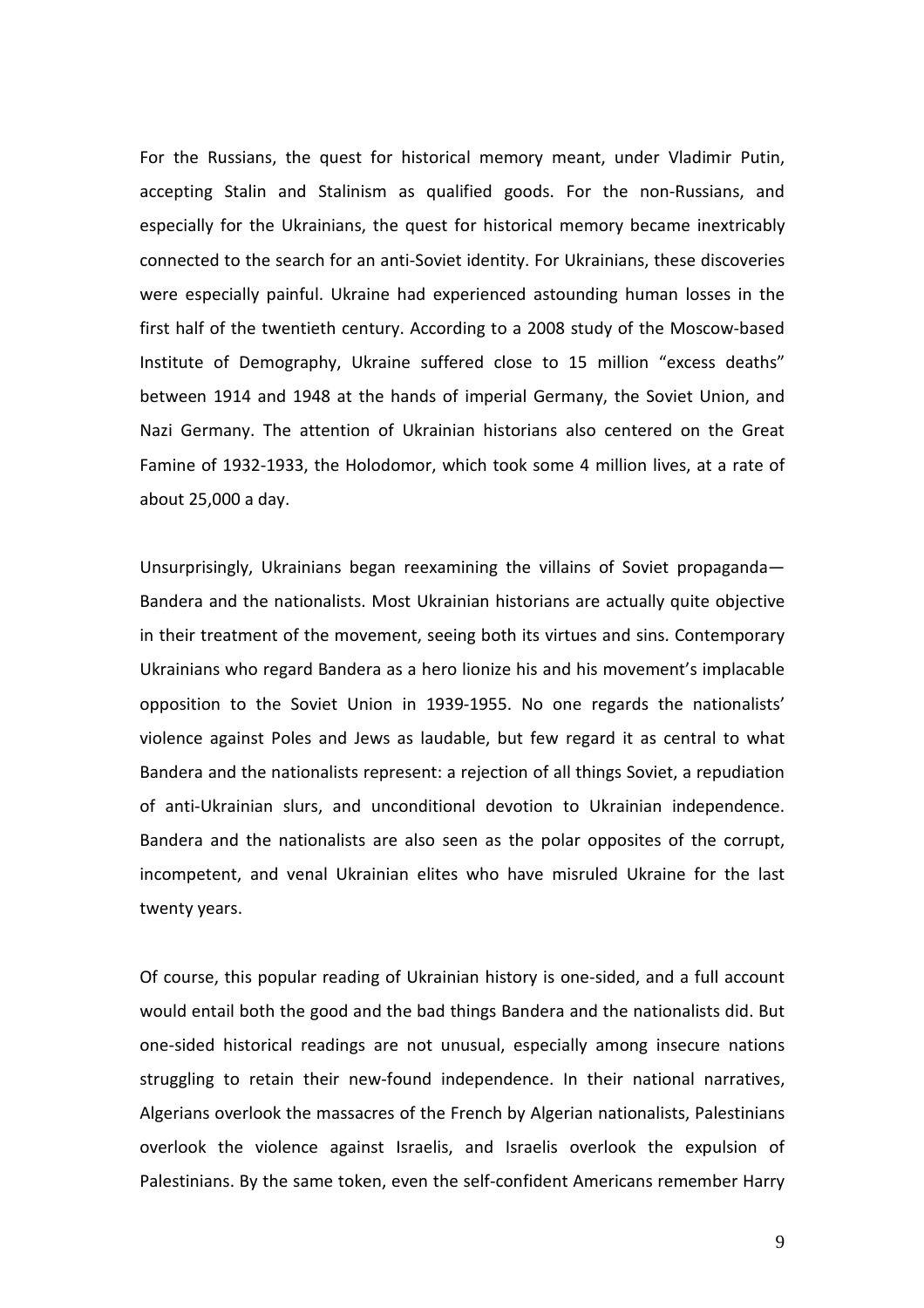For the Russians, the quest for historical memory meant, under Vladimir Putin, accepting Stalin and Stalinism as qualified goods. For the non-Russians, and especially for the Ukrainians, the quest for historical memory became inextricably connected to the search for an anti-Soviet identity. For Ukrainians, these discoveries were especially painful. Ukraine had experienced astounding human losses in the first half of the twentieth century. According to a 2008 study of the Moscow-based Institute of Demography, Ukraine suffered close to 15 million "excess deaths" between 1914 and 1948 at the hands of imperial Germany, the Soviet Union, and Nazi Germany. The attention of Ukrainian historians also centered on the Great Famine of 1932-1933, the Holodomor, which took some 4 million lives, at a rate of about 25,000 a day.

Unsurprisingly, Ukrainians began reexamining the villains of Soviet propaganda—Bandera and the nationalists. Most Ukrainian historians are actually quite objective in their treatment of the movement, seeing both its virtues and sins. Contemporary Ukrainians who regard Bandera as a hero lionize his and his movement's implacable opposition to the Soviet Union in 1939-1955. No one regards the nationalists' violence against Poles and Jews as laudable, but few regard it as central to what Bandera and the nationalists represent: a rejection of all things Soviet, a repudiation of anti-Ukrainian slurs, and unconditional devotion to Ukrainian independence. Bandera and the nationalists are also seen as the polar opposites of the corrupt, incompetent, and venal Ukrainian elites who have misruled Ukraine for the last twenty years.

Of course, this popular reading of Ukrainian history is one-sided, and a full account would entail both the good and the bad things Bandera and the nationalists did. But one-sided historical readings are not unusual, especially among insecure nations struggling to retain their new-found independence. In their national narratives, Algerians overlook the massacres of the French by Algerian nationalists, Palestinians overlook the violence against Israelis, and Israelis overlook the expulsion of Palestinians. By the same token, even the self-confident Americans remember Harry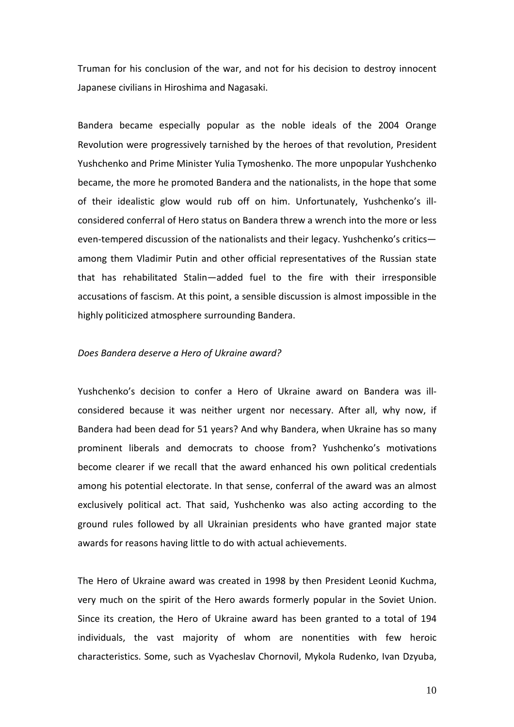Truman for his conclusion of the war, and not for his decision to destroy innocent Japanese civilians in Hiroshima and Nagasaki.

Bandera became especially popular as the noble ideals of the 2004 Orange Revolution were progressively tarnished by the heroes of that revolution, President Yushchenko and Prime Minister Yulia Tymoshenko. The more unpopular Yushchenko became, the more he promoted Bandera and the nationalists, in the hope that some of their idealistic glow would rub off on him. Unfortunately, Yushchenko's ill-considered conferral of Hero status on Bandera threw a wrench into the more or less even-tempered discussion of the nationalists and their legacy. Yushchenko's critics—among them Vladimir Putin and other official representatives of the Russian state that has rehabilitated Stalin—added fuel to the fire with their irresponsible accusations of fascism. At this point, a sensible discussion is almost impossible in the highly politicized atmosphere surrounding Bandera.

*Does Bandera deserve a Hero of Ukraine award?*

Yushchenko's decision to confer a Hero of Ukraine award on Bandera was ill-considered because it was neither urgent nor necessary. After all, why now, if Bandera had been dead for 51 years? And why Bandera, when Ukraine has so many prominent liberals and democrats to choose from? Yushchenko's motivations become clearer if we recall that the award enhanced his own political credentials among his potential electorate. In that sense, conferral of the award was an almost exclusively political act. That said, Yushchenko was also acting according to the ground rules followed by all Ukrainian presidents who have granted major state awards for reasons having little to do with actual achievements.

The Hero of Ukraine award was created in 1998 by then President Leonid Kuchma, very much on the spirit of the Hero awards formerly popular in the Soviet Union. Since its creation, the Hero of Ukraine award has been granted to a total of 194 individuals, the vast majority of whom are nonentities with few heroic characteristics. Some, such as Vyacheslav Chornovil, Mykola Rudenko, Ivan Dzyuba,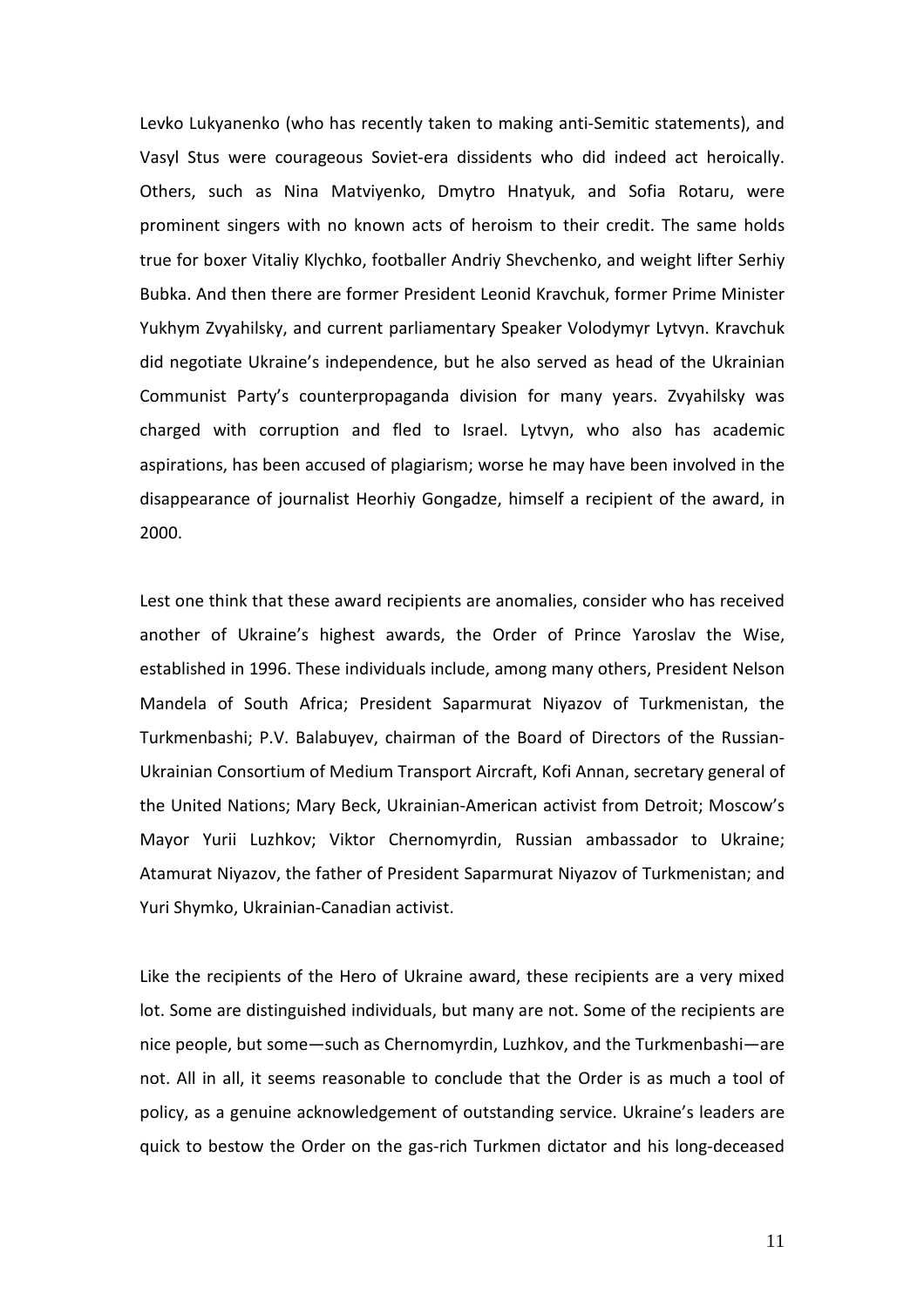Levko Lukyanenko (who has recently taken to making anti-Semitic statements), and Vasyl Stus were courageous Soviet-era dissidents who did indeed act heroically. Others, such as Nina Matviyenko, Dmytro Hnatyuk, and Sofia Rotaru, were prominent singers with no known acts of heroism to their credit. The same holds true for boxer Vitaliy Klychko, footballer Andriy Shevchenko, and weight lifter Serhiy Bubka. And then there are former President Leonid Kravchuk, former Prime Minister Yukhym Zvyahilsky, and current parliamentary Speaker Volodymyr Lytvyn. Kravchuk did negotiate Ukraine's independence, but he also served as head of the Ukrainian Communist Party's counterpropaganda division for many years. Zvyahilsky was charged with corruption and fled to Israel. Lytvyn, who also has academic aspirations, has been accused of plagiarism; worse he may have been involved in the disappearance of journalist Heorhiy Gongadze, himself a recipient of the award, in 2000.

Lest one think that these award recipients are anomalies, consider who has received another of Ukraine's highest awards, the Order of Prince Yaroslav the Wise, established in 1996. These individuals include, among many others, President Nelson Mandela of South Africa; President Saparmurat Niyazov of Turkmenistan, the Turkmenbashi; P.V. Balabuyev, chairman of the Board of Directors of the Russian-Ukrainian Consortium of Medium Transport Aircraft, Kofi Annan, secretary general of the United Nations; Mary Beck, Ukrainian-American activist from Detroit; Moscow's Mayor Yurii Luzhkov; Viktor Chernomyrdin, Russian ambassador to Ukraine; Atamurat Niyazov, the father of President Saparmurat Niyazov of Turkmenistan; and Yuri Shymko, Ukrainian-Canadian activist.

Like the recipients of the Hero of Ukraine award, these recipients are a very mixed lot. Some are distinguished individuals, but many are not. Some of the recipients are nice people, but some—such as Chernomyrdin, Luzhkov, and the Turkmenbashi—are not. All in all, it seems reasonable to conclude that the Order is as much a tool of policy, as a genuine acknowledgement of outstanding service. Ukraine's leaders are quick to bestow the Order on the gas-rich Turkmen dictator and his long-deceased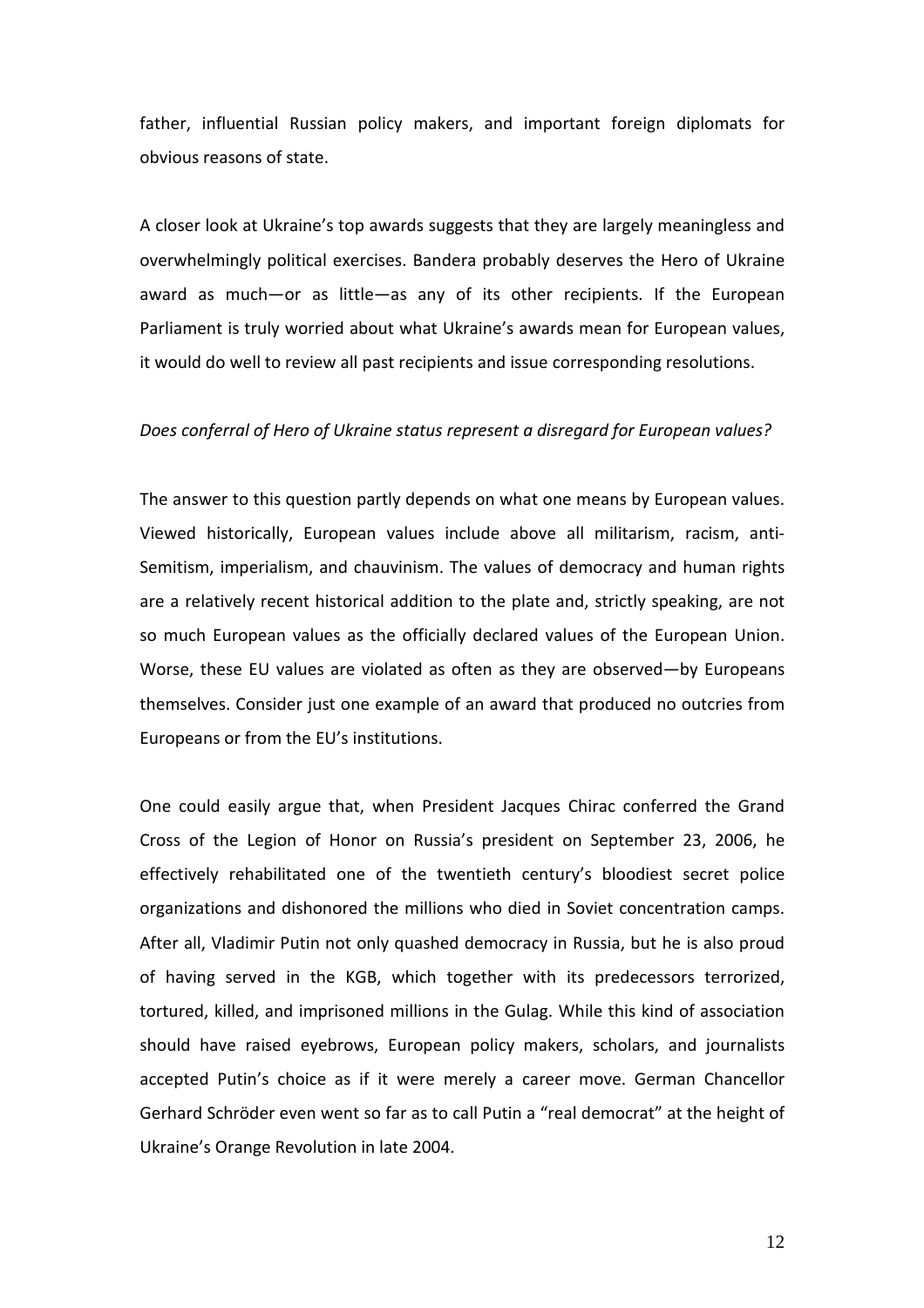father, influential Russian policy makers, and important foreign diplomats for obvious reasons of state.

A closer look at Ukraine's top awards suggests that they are largely meaningless and overwhelmingly political exercises. Bandera probably deserves the Hero of Ukraine award as much—or as little—as any of its other recipients. If the European Parliament is truly worried about what Ukraine's awards mean for European values, it would do well to review all past recipients and issue corresponding resolutions.

*Does conferral of Hero of Ukraine status represent a disregard for European values?*

The answer to this question partly depends on what one means by European values. Viewed historically, European values include above all militarism, racism, anti-Semitism, imperialism, and chauvinism. The values of democracy and human rights are a relatively recent historical addition to the plate and, strictly speaking, are not so much European values as the officially declared values of the European Union. Worse, these EU values are violated as often as they are observed—by Europeans themselves. Consider just one example of an award that produced no outcries from Europeans or from the EU's institutions.

One could easily argue that, when President Jacques Chirac conferred the Grand Cross of the Legion of Honor on Russia's president on September 23, 2006, he effectively rehabilitated one of the twentieth century's bloodiest secret police organizations and dishonored the millions who died in Soviet concentration camps. After all, Vladimir Putin not only quashed democracy in Russia, but he is also proud of having served in the KGB, which together with its predecessors terrorized, tortured, killed, and imprisoned millions in the Gulag. While this kind of association should have raised eyebrows, European policy makers, scholars, and journalists accepted Putin's choice as if it were merely a career move. German Chancellor Gerhard Schröder even went so far as to call Putin a "real democrat" at the height of Ukraine's Orange Revolution in late 2004.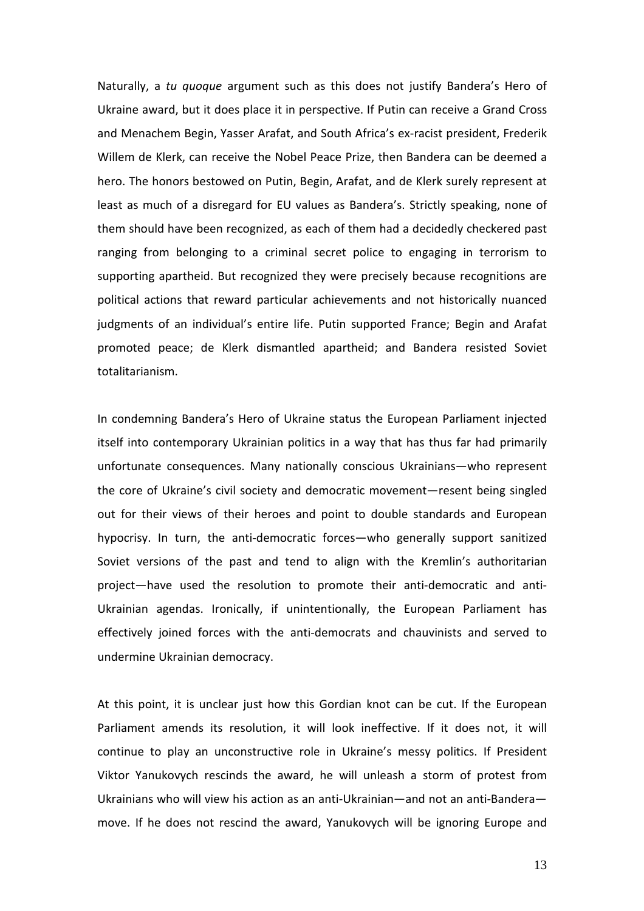Naturally, a *tu quoque* argument such as this does not justify Bandera's Hero of Ukraine award, but it does place it in perspective. If Putin can receive a Grand Cross and Menachem Begin, Yasser Arafat, and South Africa's ex-racist president, Frederik Willem de Klerk, can receive the Nobel Peace Prize, then Bandera can be deemed a hero. The honors bestowed on Putin, Begin, Arafat, and de Klerk surely represent at least as much of a disregard for EU values as Bandera's. Strictly speaking, none of them should have been recognized, as each of them had a decidedly checkered past ranging from belonging to a criminal secret police to engaging in terrorism to supporting apartheid. But recognized they were precisely because recognitions are political actions that reward particular achievements and not historically nuanced judgments of an individual's entire life. Putin supported France; Begin and Arafat promoted peace; de Klerk dismantled apartheid; and Bandera resisted Soviet totalitarianism.

In condemning Bandera's Hero of Ukraine status the European Parliament injected itself into contemporary Ukrainian politics in a way that has thus far had primarily unfortunate consequences. Many nationally conscious Ukrainians—who represent the core of Ukraine's civil society and democratic movement—resent being singled out for their views of their heroes and point to double standards and European hypocrisy. In turn, the anti-democratic forces—who generally support sanitized Soviet versions of the past and tend to align with the Kremlin's authoritarian project—have used the resolution to promote their anti-democratic and anti-Ukrainian agendas. Ironically, if unintentionally, the European Parliament has effectively joined forces with the anti-democrats and chauvinists and served to undermine Ukrainian democracy.

At this point, it is unclear just how this Gordian knot can be cut. If the European Parliament amends its resolution, it will look ineffective. If it does not, it will continue to play an unconstructive role in Ukraine's messy politics. If President Viktor Yanukovych rescinds the award, he will unleash a storm of protest from Ukrainians who will view his action as an anti-Ukrainian—and not an anti-Bandera—move. If he does not rescind the award, Yanukovych will be ignoring Europe and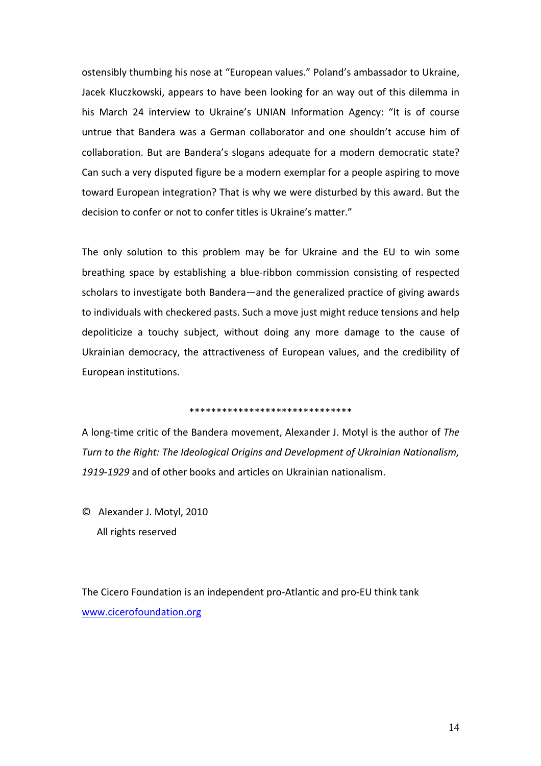ostensibly thumbing his nose at “European values.” Poland’s ambassador to Ukraine, Jacek Kluczkowski, appears to have been looking for an way out of this dilemma in his March 24 interview to Ukraine’s UNIAN Information Agency: “It is of course untrue that Bandera was a German collaborator and one shouldn’t accuse him of collaboration. But are Bandera’s slogans adequate for a modern democratic state? Can such a very disputed figure be a modern exemplar for a people aspiring to move toward European integration? That is why we were disturbed by this award. But the decision to confer or not to confer titles is Ukraine’s matter.”

The only solution to this problem may be for Ukraine and the EU to win some breathing space by establishing a blue-ribbon commission consisting of respected scholars to investigate both Bandera—and the generalized practice of giving awards to individuals with checkered pasts. Such a move just might reduce tensions and help depoliticize a touchy subject, without doing any more damage to the cause of Ukrainian democracy, the attractiveness of European values, and the credibility of European institutions.

******************************

A long-time critic of the Bandera movement, Alexander J. Motyl is the author of *The Turn to the Right: The Ideological Origins and Development of Ukrainian Nationalism, 1919-1929* and of other books and articles on Ukrainian nationalism.

© Alexander J. Motyl, 2010
All rights reserved

The Cicero Foundation is an independent pro-Atlantic and pro-EU think tank
[www.cicerofoundation.org](http://www.cicerofoundation.org)